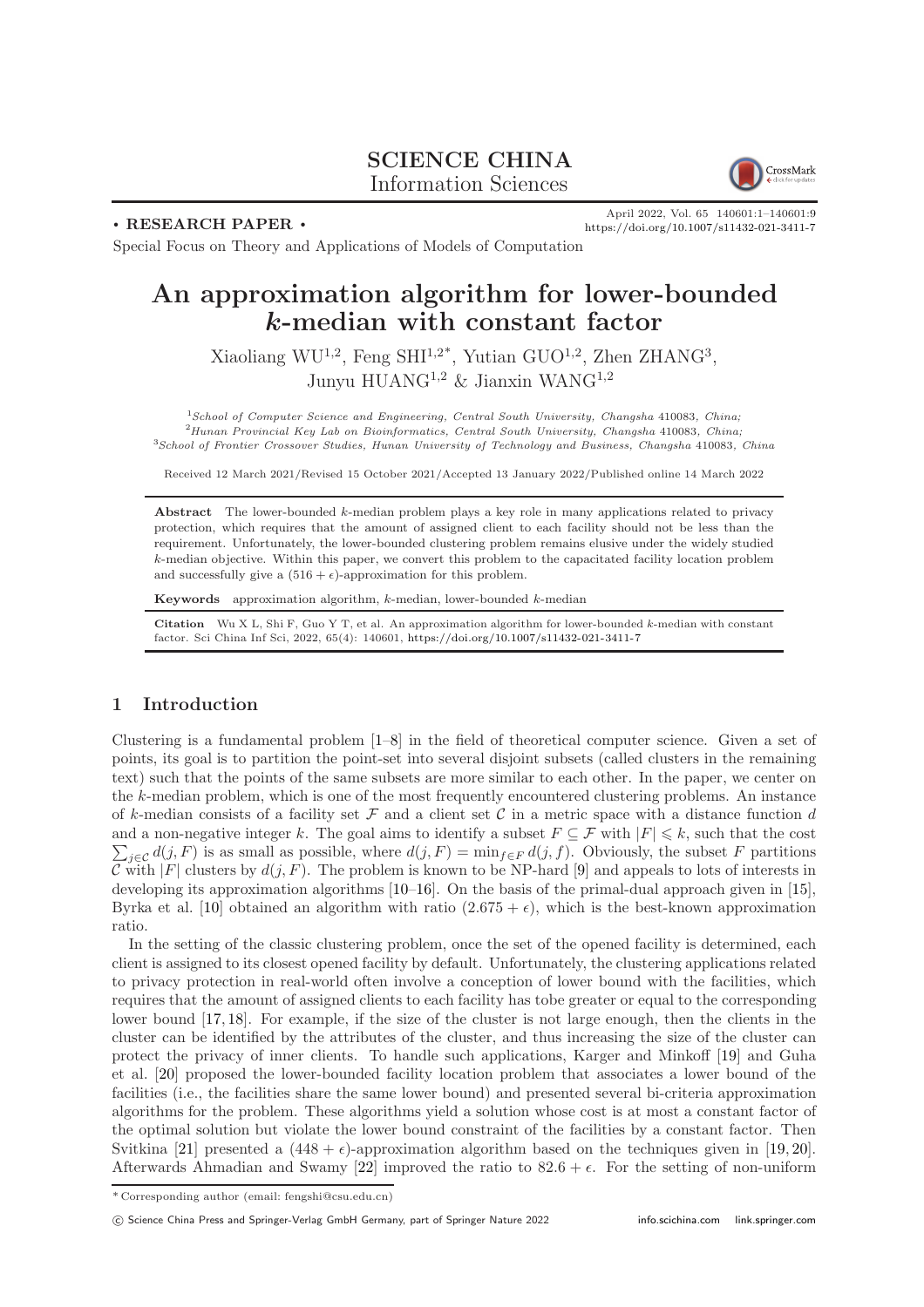SCIENCE CHINA
Information Sciences

• RESEARCH PAPER •

Special Focus on Theory and Applications of Models of Computation

# An approximation algorithm for lower-bounded k-median with constant factor

Xiaoliang WU[1,2], Feng SHI[1,2*], Yutian GUO[1,2], Zhen ZHANG[3], Junyu HUANG[1,2] & Jianxin WANG[1,2]

[1] *School of Computer Science and Engineering, Central South University, Changsha 410083, China;*
[2] *Hunan Provincial Key Lab on Bioinformatics, Central South University, Changsha 410083, China;*
[3] *School of Frontier Crossover Studies, Hunan University of Technology and Business, Changsha 410083, China*

Received 12 March 2021/Revised 15 October 2021/Accepted 13 January 2022/Published online 14 March 2022

**Abstract** The lower-bounded $k$-median problem plays a key role in many applications related to privacy protection, which requires that the amount of assigned client to each facility should not be less than the requirement. Unfortunately, the lower-bounded clustering problem remains elusive under the widely studied $k$-median objective. Within this paper, we convert this problem to the capacitated facility location problem and successfully give a $(516 + \epsilon)$-approximation for this problem.

**Keywords** approximation algorithm, $k$-median, lower-bounded $k$-median

**Citation** Wu X L, Shi F, Guo Y T, et al. An approximation algorithm for lower-bounded $k$-median with constant factor. Sci China Inf Sci, 2022, 65(4): 140601, https://doi.org/10.1007/s11432-021-3411-7

## 1 Introduction

Clustering is a fundamental problem [1–8] in the field of theoretical computer science. Given a set of points, its goal is to partition the point-set into several disjoint subsets (called clusters in the remaining text) such that the points of the same subsets are more similar to each other. In the paper, we center on the $k$-median problem, which is one of the most frequently encountered clustering problems. An instance of $k$-median consists of a facility set $\mathcal{F}$ and a client set $\mathcal{C}$ in a metric space with a distance function $d$ and a non-negative integer $k$. The goal aims to identify a subset $F \subseteq \mathcal{F}$ with $|F| \leqslant k$, such that the cost $\sum_{j \in \mathcal{C}} d(j, F)$ is as small as possible, where $d(j, F) = \min_{f \in F} d(j, f)$. Obviously, the subset $F$ partitions $\mathcal{C}$ with $|F|$ clusters by $d(j, F)$. The problem is known to be NP-hard [9] and appeals to lots of interests in developing its approximation algorithms [10–16]. On the basis of the primal-dual approach given in [15], Byrka et al. [10] obtained an algorithm with ratio $(2.675 + \epsilon)$, which is the best-known approximation ratio.

In the setting of the classic clustering problem, once the set of the opened facility is determined, each client is assigned to its closest opened facility by default. Unfortunately, the clustering applications related to privacy protection in real-world often involve a conception of lower bound with the facilities, which requires that the amount of assigned clients to each facility has tobe greater or equal to the corresponding lower bound [17, 18]. For example, if the size of the cluster is not large enough, then the clients in the cluster can be identified by the attributes of the cluster, and thus increasing the size of the cluster can protect the privacy of inner clients. To handle such applications, Karger and Minkoff [19] and Guha et al. [20] proposed the lower-bounded facility location problem that associates a lower bound of the facilities (i.e., the facilities share the same lower bound) and presented several bi-criteria approximation algorithms for the problem. These algorithms yield a solution whose cost is at most a constant factor of the optimal solution but violate the lower bound constraint of the facilities by a constant factor. Then Svitkina [21] presented a $(448 + \epsilon)$-approximation algorithm based on the techniques given in [19, 20]. Afterwards Ahmadian and Swamy [22] improved the ratio to $82.6 + \epsilon$. For the setting of non-uniform

* Corresponding author (email: fengshi@csu.edu.cn)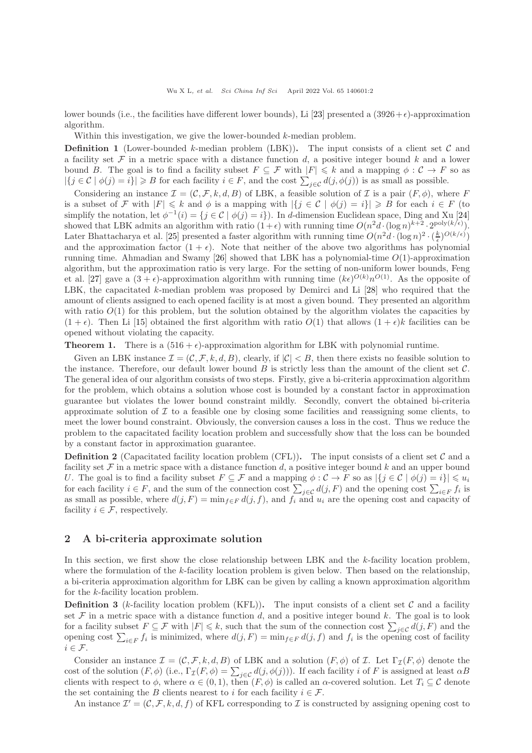lower bounds (i.e., the facilities have different lower bounds), Li [23] presented a $(3926+\epsilon)$-approximation algorithm.

Within this investigation, we give the lower-bounded $k$-median problem.

**Definition 1** (Lower-bounded $k$-median problem (LBK))**.** The input consists of a client set $\mathcal{C}$ and a facility set $\mathcal{F}$ in a metric space with a distance function $d$, a positive integer bound $k$ and a lower bound $B$. The goal is to find a facility subset $F \subseteq \mathcal{F}$ with $|F| \leqslant k$ and a mapping $\phi : \mathcal{C} \to F$ so as $|\{j \in \mathcal{C} \mid \phi(j) = i\}| \geqslant B$ for each facility $i \in F$, and the cost $\sum_{j\in\mathcal{C}} d(j, \phi(j))$ is as small as possible.

Considering an instance $\mathcal{I} = (\mathcal{C}, \mathcal{F}, k, d, B)$ of LBK, a feasible solution of $\mathcal{I}$ is a pair $(F, \phi)$, where $F$ is a subset of $\mathcal{F}$ with $|F| \leqslant k$ and $\phi$ is a mapping with $|\{j \in \mathcal{C} \mid \phi(j) = i\}| \geqslant B$ for each $i \in F$ (to simplify the notation, let $\phi^{-1}(i) = \{j \in \mathcal{C} \mid \phi(j) = i\}$). In $d$-dimension Euclidean space, Ding and Xu [24] showed that LBK admits an algorithm with ratio $(1+\epsilon)$ with running time $O(n^2 d \cdot (\log n)^{k+2} \cdot 2^{\mathrm{poly}(k/\epsilon)})$. Later Bhattacharya et al. [25] presented a faster algorithm with running time $O(n^2 d \cdot (\log n)^2 \cdot (\frac{k}{\epsilon})^{O(k/\epsilon)})$ and the approximation factor $(1+\epsilon)$. Note that neither of the above two algorithms has polynomial running time. Ahmadian and Swamy [26] showed that LBK has a polynomial-time $O(1)$-approximation algorithm, but the approximation ratio is very large. For the setting of non-uniform lower bounds, Feng et al. [27] gave a $(3+\epsilon)$-approximation algorithm with running time $(k\epsilon)^{O(k)} n^{O(1)}$. As the opposite of LBK, the capacitated $k$-median problem was proposed by Demirci and Li [28] who required that the amount of clients assigned to each opened facility is at most a given bound. They presented an algorithm with ratio $O(1)$ for this problem, but the solution obtained by the algorithm violates the capacities by $(1+\epsilon)$. Then Li [15] obtained the first algorithm with ratio $O(1)$ that allows $(1+\epsilon)k$ facilities can be opened without violating the capacity.

**Theorem 1.** *There is a $(516+\epsilon)$-approximation algorithm for LBK with polynomial runtime.*

Given an LBK instance $\mathcal{I} = (\mathcal{C}, \mathcal{F}, k, d, B)$, clearly, if $|\mathcal{C}| < B$, then there exists no feasible solution to the instance. Therefore, our default lower bound $B$ is strictly less than the amount of the client set $\mathcal{C}$. The general idea of our algorithm consists of two steps. Firstly, give a bi-criteria approximation algorithm for the problem, which obtains a solution whose cost is bounded by a constant factor in approximation guarantee but violates the lower bound constraint mildly. Secondly, convert the obtained bi-criteria approximate solution of $\mathcal{I}$ to a feasible one by closing some facilities and reassigning some clients, to meet the lower bound constraint. Obviously, the conversion causes a loss in the cost. Thus we reduce the problem to the capacitated facility location problem and successfully show that the loss can be bounded by a constant factor in approximation guarantee.

**Definition 2** (Capacitated facility location problem (CFL))**.** The input consists of a client set $\mathcal{C}$ and a facility set $\mathcal{F}$ in a metric space with a distance function $d$, a positive integer bound $k$ and an upper bound $U$. The goal is to find a facility subset $F \subseteq \mathcal{F}$ and a mapping $\phi : \mathcal{C} \to F$ so as $|\{j \in \mathcal{C} \mid \phi(j) = i\}| \leqslant u_i$ for each facility $i \in F$, and the sum of the connection cost $\sum_{j\in\mathcal{C}} d(j, F)$ and the opening cost $\sum_{i\in F} f_i$ is as small as possible, where $d(j, F) = \min_{f\in F} d(j, f)$, and $f_i$ and $u_i$ are the opening cost and capacity of facility $i \in \mathcal{F}$, respectively.

## 2 A bi-criteria approximate solution

In this section, we first show the close relationship between LBK and the $k$-facility location problem, where the formulation of the $k$-facility location problem is given below. Then based on the relationship, a bi-criteria approximation algorithm for LBK can be given by calling a known approximation algorithm for the $k$-facility location problem.

**Definition 3** ($k$-facility location problem (KFL))**.** The input consists of a client set $\mathcal{C}$ and a facility set $\mathcal{F}$ in a metric space with a distance function $d$, and a positive integer bound $k$. The goal is to look for a facility subset $F \subseteq \mathcal{F}$ with $|F| \leqslant k$, such that the sum of the connection cost $\sum_{j\in\mathcal{C}} d(j, F)$ and the opening cost $\sum_{i\in F} f_i$ is minimized, where $d(j, F) = \min_{f\in F} d(j, f)$ and $f_i$ is the opening cost of facility $i \in \mathcal{F}$.

Consider an instance $\mathcal{I} = (\mathcal{C}, \mathcal{F}, k, d, B)$ of LBK and a solution $(F, \phi)$ of $\mathcal{I}$. Let $\Gamma_{\mathcal{I}}(F, \phi)$ denote the cost of the solution $(F, \phi)$ (i.e., $\Gamma_{\mathcal{I}}(F, \phi) = \sum_{j\in\mathcal{C}} d(j, \phi(j))$). If each facility $i$ of $F$ is assigned at least $\alpha B$ clients with respect to $\phi$, where $\alpha \in (0, 1)$, then $(F, \phi)$ is called an $\alpha$-covered solution. Let $T_i \subseteq \mathcal{C}$ denote the set containing the $B$ clients nearest to $i$ for each facility $i \in \mathcal{F}$.

An instance $\mathcal{I}' = (\mathcal{C}, \mathcal{F}, k, d, f)$ of KFL corresponding to $\mathcal{I}$ is constructed by assigning opening cost to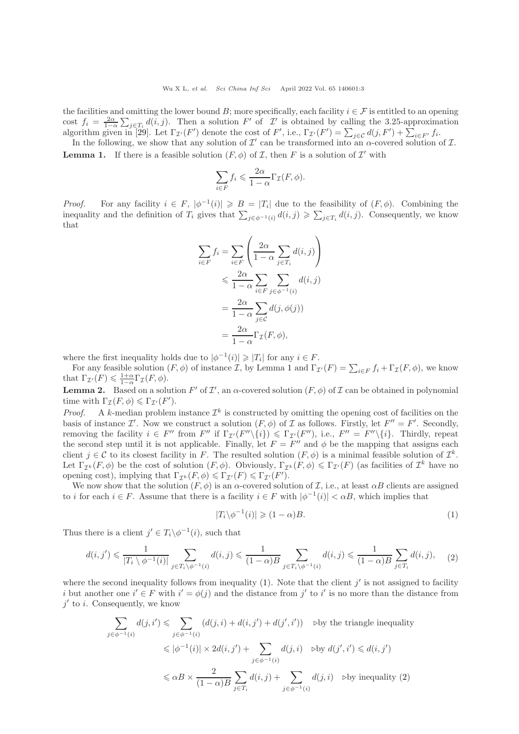the facilities and omitting the lower bound $B$; more specifically, each facility $i \in \mathcal{F}$ is entitled to an opening cost $f_i = \frac{2\alpha}{1-\alpha}\sum_{j \in T_i} d(i,j)$. Then a solution $F'$ of $\mathcal{I}'$ is obtained by calling the 3.25-approximation algorithm given in [29]. Let $\Gamma_{\mathcal{I}'}(F')$ denote the cost of $F'$, i.e., $\Gamma_{\mathcal{I}'}(F') = \sum_{j \in \mathcal{C}} d(j, F') + \sum_{i \in F'} f_i$.

In the following, we show that any solution of $\mathcal{I}'$ can be transformed into an $\alpha$-covered solution of $\mathcal{I}$.

**Lemma 1.** If there is a feasible solution $(F, \phi)$ of $\mathcal{I}$, then $F$ is a solution of $\mathcal{I}'$ with

$$\sum_{i \in F} f_i \leqslant \frac{2\alpha}{1-\alpha}\Gamma_{\mathcal{I}}(F, \phi).$$

*Proof.* For any facility $i \in F$, $|\phi^{-1}(i)| \geqslant B = |T_i|$ due to the feasibility of $(F, \phi)$. Combining the inequality and the definition of $T_i$ gives that $\sum_{j \in \phi^{-1}(i)} d(i,j) \geqslant \sum_{j \in T_i} d(i,j)$. Consequently, we know that

$$\begin{aligned}
\sum_{i \in F} f_i &= \sum_{i \in F}\left(\frac{2\alpha}{1-\alpha}\sum_{j \in T_i} d(i,j)\right) \\
&\leqslant \frac{2\alpha}{1-\alpha}\sum_{i \in F}\sum_{j \in \phi^{-1}(i)} d(i,j) \\
&= \frac{2\alpha}{1-\alpha}\sum_{j \in \mathcal{C}} d(j, \phi(j)) \\
&= \frac{2\alpha}{1-\alpha}\Gamma_{\mathcal{I}}(F, \phi),
\end{aligned}$$

where the first inequality holds due to $|\phi^{-1}(i)| \geqslant |T_i|$ for any $i \in F$.

For any feasible solution $(F, \phi)$ of instance $\mathcal{I}$, by Lemma 1 and $\Gamma_{\mathcal{I}'}(F) = \sum_{i \in F} f_i + \Gamma_{\mathcal{I}}(F, \phi)$, we know that $\Gamma_{\mathcal{I}'}(F) \leqslant \frac{1+\alpha}{1-\alpha}\Gamma_{\mathcal{I}}(F, \phi)$.

**Lemma 2.** Based on a solution $F'$ of $\mathcal{I}'$, an $\alpha$-covered solution $(F, \phi)$ of $\mathcal{I}$ can be obtained in polynomial time with $\Gamma_{\mathcal{I}}(F, \phi) \leqslant \Gamma_{\mathcal{I}'}(F')$.

*Proof.* A $k$-median problem instance $\mathcal{I}^k$ is constructed by omitting the opening cost of facilities on the basis of instance $\mathcal{I}'$. Now we construct a solution $(F, \phi)$ of $\mathcal{I}$ as follows. Firstly, let $F'' = F'$. Secondly, removing the facility $i \in F''$ from $F''$ if $\Gamma_{\mathcal{I}'}(F'' \backslash \{i\}) \leqslant \Gamma_{\mathcal{I}'}(F'')$, i.e., $F'' = F'' \backslash \{i\}$. Thirdly, repeat the second step until it is not applicable. Finally, let $F = F''$ and $\phi$ be the mapping that assigns each client $j \in \mathcal{C}$ to its closest facility in $F$. The resulted solution $(F, \phi)$ is a minimal feasible solution of $\mathcal{I}^k$. Let $\Gamma_{\mathcal{I}^k}(F, \phi)$ be the cost of solution $(F, \phi)$. Obviously, $\Gamma_{\mathcal{I}^k}(F, \phi) \leqslant \Gamma_{\mathcal{I}'}(F)$ (as facilities of $\mathcal{I}^k$ have no opening cost), implying that $\Gamma_{\mathcal{I}^k}(F, \phi) \leqslant \Gamma_{\mathcal{I}'}(F) \leqslant \Gamma_{\mathcal{I}'}(F')$.

We now show that the solution $(F, \phi)$ is an $\alpha$-covered solution of $\mathcal{I}$, i.e., at least $\alpha B$ clients are assigned to $i$ for each $i \in F$. Assume that there is a facility $i \in F$ with $|\phi^{-1}(i)| < \alpha B$, which implies that

$$|T_i \backslash \phi^{-1}(i)| \geqslant (1-\alpha)B. \tag{1}$$

Thus there is a client $j' \in T_i \backslash \phi^{-1}(i)$, such that

$$d(i, j') \leqslant \frac{1}{|T_i \setminus \phi^{-1}(i)|}\sum_{j \in T_i \backslash \phi^{-1}(i)} d(i,j) \leqslant \frac{1}{(1-\alpha)B}\sum_{j \in T_i \backslash \phi^{-1}(i)} d(i,j) \leqslant \frac{1}{(1-\alpha)B}\sum_{j \in T_i} d(i,j), \tag{2}$$

where the second inequality follows from inequality (1). Note that the client $j'$ is not assigned to facility $i$ but another one $i' \in F$ with $i' = \phi(j)$ and the distance from $j'$ to $i'$ is no more than the distance from $j'$ to $i$. Consequently, we know

$$\begin{aligned}
\sum_{j \in \phi^{-1}(i)} d(j, i') &\leqslant \sum_{j \in \phi^{-1}(i)} (d(j,i) + d(i,j') + d(j',i')) \quad \triangleright\text{by the triangle inequality} \\
&\leqslant |\phi^{-1}(i)| \times 2d(i,j') + \sum_{j \in \phi^{-1}(i)} d(j,i) \quad \triangleright\text{by } d(j',i') \leqslant d(i,j') \\
&\leqslant \alpha B \times \frac{2}{(1-\alpha)B}\sum_{j \in T_i} d(i,j) + \sum_{j \in \phi^{-1}(i)} d(j,i) \quad \triangleright\text{by inequality (2)}
\end{aligned}$$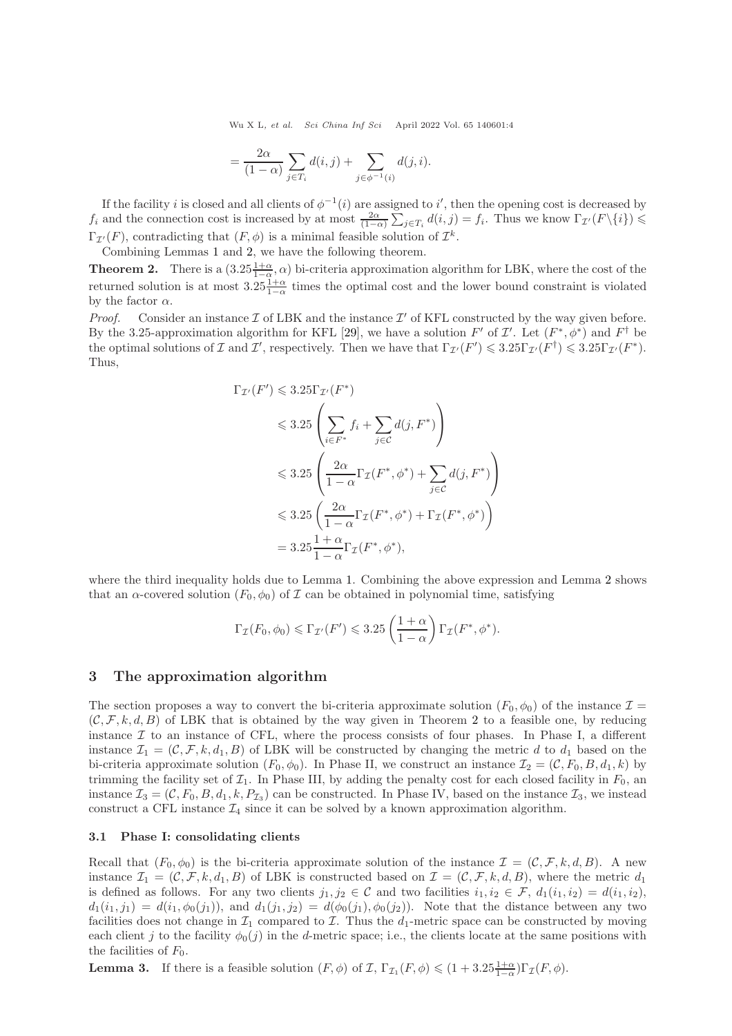$$= \frac{2\alpha}{(1-\alpha)} \sum_{j \in T_i} d(i,j) + \sum_{j \in \phi^{-1}(i)} d(j,i).$$

If the facility $i$ is closed and all clients of $\phi^{-1}(i)$ are assigned to $i'$, then the opening cost is decreased by $f_i$ and the connection cost is increased by at most $\frac{2\alpha}{(1-\alpha)} \sum_{j \in T_i} d(i,j) = f_i$. Thus we know $\Gamma_{\mathcal{I}'}(F \backslash \{i\}) \leqslant \Gamma_{\mathcal{I}'}(F)$, contradicting that $(F, \phi)$ is a minimal feasible solution of $\mathcal{I}^k$.

Combining Lemmas 1 and 2, we have the following theorem.

**Theorem 2.** There is a $(3.25\frac{1+\alpha}{1-\alpha}, \alpha)$ bi-criteria approximation algorithm for LBK, where the cost of the returned solution is at most $3.25\frac{1+\alpha}{1-\alpha}$ times the optimal cost and the lower bound constraint is violated by the factor $\alpha$.

*Proof.* Consider an instance $\mathcal{I}$ of LBK and the instance $\mathcal{I}'$ of KFL constructed by the way given before. By the 3.25-approximation algorithm for KFL [29], we have a solution $F'$ of $\mathcal{I}'$. Let $(F^*, \phi^*)$ and $F^\dagger$ be the optimal solutions of $\mathcal{I}$ and $\mathcal{I}'$, respectively. Then we have that $\Gamma_{\mathcal{I}'}(F') \leqslant 3.25\Gamma_{\mathcal{I}'}(F^\dagger) \leqslant 3.25\Gamma_{\mathcal{I}'}(F^*)$. Thus,

$$\begin{aligned}
\Gamma_{\mathcal{I}'}(F') &\leqslant 3.25\Gamma_{\mathcal{I}'}(F^*) \\
&\leqslant 3.25\left(\sum_{i \in F^*} f_i + \sum_{j \in \mathcal{C}} d(j, F^*)\right) \\
&\leqslant 3.25\left(\frac{2\alpha}{1-\alpha}\Gamma_{\mathcal{I}}(F^*, \phi^*) + \sum_{j \in \mathcal{C}} d(j, F^*)\right) \\
&\leqslant 3.25\left(\frac{2\alpha}{1-\alpha}\Gamma_{\mathcal{I}}(F^*, \phi^*) + \Gamma_{\mathcal{I}}(F^*, \phi^*)\right) \\
&= 3.25\frac{1+\alpha}{1-\alpha}\Gamma_{\mathcal{I}}(F^*, \phi^*),
\end{aligned}$$

where the third inequality holds due to Lemma 1. Combining the above expression and Lemma 2 shows that an $\alpha$-covered solution $(F_0, \phi_0)$ of $\mathcal{I}$ can be obtained in polynomial time, satisfying

$$\Gamma_{\mathcal{I}}(F_0, \phi_0) \leqslant \Gamma_{\mathcal{I}'}(F') \leqslant 3.25\left(\frac{1+\alpha}{1-\alpha}\right)\Gamma_{\mathcal{I}}(F^*, \phi^*).$$

## 3 The approximation algorithm

The section proposes a way to convert the bi-criteria approximate solution $(F_0, \phi_0)$ of the instance $\mathcal{I} = (\mathcal{C}, \mathcal{F}, k, d, B)$ of LBK that is obtained by the way given in Theorem 2 to a feasible one, by reducing instance $\mathcal{I}$ to an instance of CFL, where the process consists of four phases. In Phase I, a different instance $\mathcal{I}_1 = (\mathcal{C}, \mathcal{F}, k, d_1, B)$ of LBK will be constructed by changing the metric $d$ to $d_1$ based on the bi-criteria approximate solution $(F_0, \phi_0)$. In Phase II, we construct an instance $\mathcal{I}_2 = (\mathcal{C}, F_0, B, d_1, k)$ by trimming the facility set of $\mathcal{I}_1$. In Phase III, by adding the penalty cost for each closed facility in $F_0$, an instance $\mathcal{I}_3 = (\mathcal{C}, F_0, B, d_1, k, P_{\mathcal{I}_3})$ can be constructed. In Phase IV, based on the instance $\mathcal{I}_3$, we instead construct a CFL instance $\mathcal{I}_4$ since it can be solved by a known approximation algorithm.

### 3.1 Phase I: consolidating clients

Recall that $(F_0, \phi_0)$ is the bi-criteria approximate solution of the instance $\mathcal{I} = (\mathcal{C}, \mathcal{F}, k, d, B)$. A new instance $\mathcal{I}_1 = (\mathcal{C}, \mathcal{F}, k, d_1, B)$ of LBK is constructed based on $\mathcal{I} = (\mathcal{C}, \mathcal{F}, k, d, B)$, where the metric $d_1$ is defined as follows. For any two clients $j_1, j_2 \in \mathcal{C}$ and two facilities $i_1, i_2 \in \mathcal{F}$, $d_1(i_1, i_2) = d(i_1, i_2)$, $d_1(i_1, j_1) = d(i_1, \phi_0(j_1))$, and $d_1(j_1, j_2) = d(\phi_0(j_1), \phi_0(j_2))$. Note that the distance between any two facilities does not change in $\mathcal{I}_1$ compared to $\mathcal{I}$. Thus the $d_1$-metric space can be constructed by moving each client $j$ to the facility $\phi_0(j)$ in the $d$-metric space; i.e., the clients locate at the same positions with the facilities of $F_0$.

**Lemma 3.** If there is a feasible solution $(F, \phi)$ of $\mathcal{I}$, $\Gamma_{\mathcal{I}_1}(F, \phi) \leqslant (1 + 3.25\frac{1+\alpha}{1-\alpha})\Gamma_{\mathcal{I}}(F, \phi)$.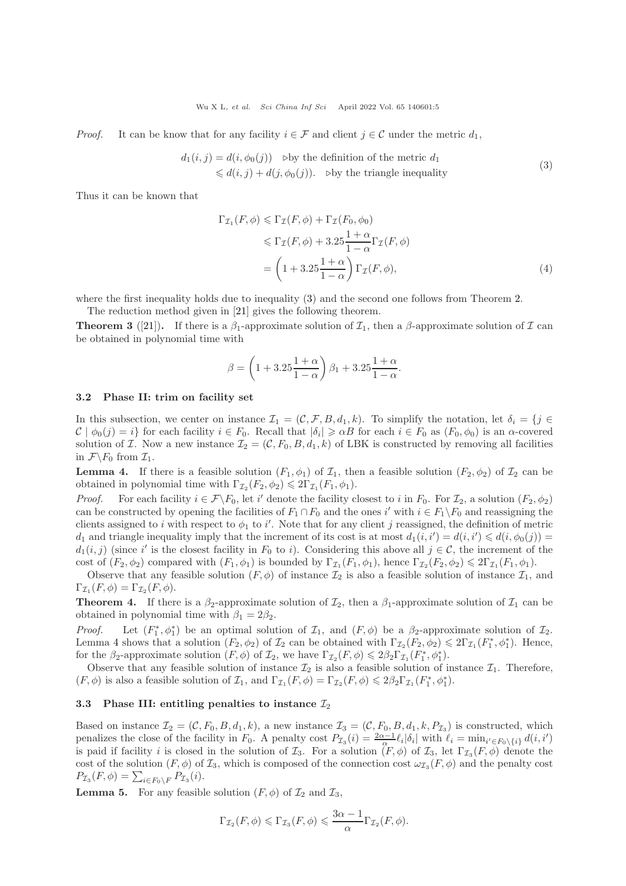*Proof.* It can be know that for any facility $i \in \mathcal{F}$ and client $j \in \mathcal{C}$ under the metric $d_1$,

$$
\begin{aligned}
d_1(i,j) &= d(i,\phi_0(j)) \quad \triangleright\text{by the definition of the metric } d_1 \\
&\leqslant d(i,j) + d(j,\phi_0(j)). \quad \triangleright\text{by the triangle inequality}
\end{aligned} \tag{3}
$$

Thus it can be known that

$$
\begin{aligned}
\Gamma_{\mathcal{I}_1}(F,\phi) &\leqslant \Gamma_{\mathcal{I}}(F,\phi) + \Gamma_{\mathcal{I}}(F_0,\phi_0) \\
&\leqslant \Gamma_{\mathcal{I}}(F,\phi) + 3.25\frac{1+\alpha}{1-\alpha}\Gamma_{\mathcal{I}}(F,\phi) \\
&= \left(1 + 3.25\frac{1+\alpha}{1-\alpha}\right)\Gamma_{\mathcal{I}}(F,\phi),
\end{aligned} \tag{4}
$$

where the first inequality holds due to inequality (3) and the second one follows from Theorem 2.

The reduction method given in [21] gives the following theorem.

**Theorem 3** ([21])**.** If there is a $\beta_1$-approximate solution of $\mathcal{I}_1$, then a $\beta$-approximate solution of $\mathcal{I}$ can be obtained in polynomial time with

$$
\beta = \left(1 + 3.25\frac{1+\alpha}{1-\alpha}\right)\beta_1 + 3.25\frac{1+\alpha}{1-\alpha}.
$$

### 3.2 Phase II: trim on facility set

In this subsection, we center on instance $\mathcal{I}_1 = (\mathcal{C}, \mathcal{F}, B, d_1, k)$. To simplify the notation, let $\delta_i = \{j \in \mathcal{C} \mid \phi_0(j) = i\}$ for each facility $i \in F_0$. Recall that $|\delta_i| \geqslant \alpha B$ for each $i \in F_0$ as $(F_0, \phi_0)$ is an $\alpha$-covered solution of $\mathcal{I}$. Now a new instance $\mathcal{I}_2 = (\mathcal{C}, F_0, B, d_1, k)$ of LBK is constructed by removing all facilities in $\mathcal{F}\backslash F_0$ from $\mathcal{I}_1$.

**Lemma 4.** If there is a feasible solution $(F_1, \phi_1)$ of $\mathcal{I}_1$, then a feasible solution $(F_2, \phi_2)$ of $\mathcal{I}_2$ can be obtained in polynomial time with $\Gamma_{\mathcal{I}_2}(F_2,\phi_2) \leqslant 2\Gamma_{\mathcal{I}_1}(F_1,\phi_1)$.

*Proof.* For each facility $i \in \mathcal{F}\backslash F_0$, let $i'$ denote the facility closest to $i$ in $F_0$. For $\mathcal{I}_2$, a solution $(F_2, \phi_2)$ can be constructed by opening the facilities of $F_1 \cap F_0$ and the ones $i'$ with $i \in F_1\backslash F_0$ and reassigning the clients assigned to $i$ with respect to $\phi_1$ to $i'$. Note that for any client $j$ reassigned, the definition of metric $d_1$ and triangle inequality imply that the increment of its cost is at most $d_1(i,i') = d(i,i') \leqslant d(i,\phi_0(j)) = d_1(i,j)$ (since $i'$ is the closest facility in $F_0$ to $i$). Considering this above all $j \in \mathcal{C}$, the increment of the cost of $(F_2,\phi_2)$ compared with $(F_1,\phi_1)$ is bounded by $\Gamma_{\mathcal{I}_1}(F_1,\phi_1)$, hence $\Gamma_{\mathcal{I}_2}(F_2,\phi_2) \leqslant 2\Gamma_{\mathcal{I}_1}(F_1,\phi_1)$.

Observe that any feasible solution $(F,\phi)$ of instance $\mathcal{I}_2$ is also a feasible solution of instance $\mathcal{I}_1$, and $\Gamma_{\mathcal{I}_1}(F,\phi) = \Gamma_{\mathcal{I}_2}(F,\phi)$.

**Theorem 4.** If there is a $\beta_2$-approximate solution of $\mathcal{I}_2$, then a $\beta_1$-approximate solution of $\mathcal{I}_1$ can be obtained in polynomial time with $\beta_1 = 2\beta_2$.

*Proof.* Let $(F_1^*, \phi_1^*)$ be an optimal solution of $\mathcal{I}_1$, and $(F,\phi)$ be a $\beta_2$-approximate solution of $\mathcal{I}_2$. Lemma 4 shows that a solution $(F_2,\phi_2)$ of $\mathcal{I}_2$ can be obtained with $\Gamma_{\mathcal{I}_2}(F_2,\phi_2) \leqslant 2\Gamma_{\mathcal{I}_1}(F_1^*,\phi_1^*)$. Hence, for the $\beta_2$-approximate solution $(F,\phi)$ of $\mathcal{I}_2$, we have $\Gamma_{\mathcal{I}_2}(F,\phi) \leqslant 2\beta_2\Gamma_{\mathcal{I}_1}(F_1^*,\phi_1^*)$.

Observe that any feasible solution of instance $\mathcal{I}_2$ is also a feasible solution of instance $\mathcal{I}_1$. Therefore, $(F,\phi)$ is also a feasible solution of $\mathcal{I}_1$, and $\Gamma_{\mathcal{I}_1}(F,\phi) = \Gamma_{\mathcal{I}_2}(F,\phi) \leqslant 2\beta_2\Gamma_{\mathcal{I}_1}(F_1^*,\phi_1^*)$.

### 3.3 Phase III: entitling penalties to instance $\mathcal{I}_2$

Based on instance $\mathcal{I}_2 = (\mathcal{C}, F_0, B, d_1, k)$, a new instance $\mathcal{I}_3 = (\mathcal{C}, F_0, B, d_1, k, P_{\mathcal{I}_3})$ is constructed, which penalizes the close of the facility in $F_0$. A penalty cost $P_{\mathcal{I}_3}(i) = \frac{2\alpha-1}{\alpha}\ell_i|\delta_i|$ with $\ell_i = \min_{i' \in F_0\backslash\{i\}} d(i,i')$ is paid if facility $i$ is closed in the solution of $\mathcal{I}_3$. For a solution $(F,\phi)$ of $\mathcal{I}_3$, let $\Gamma_{\mathcal{I}_3}(F,\phi)$ denote the cost of the solution $(F,\phi)$ of $\mathcal{I}_3$, which is composed of the connection cost $\omega_{\mathcal{I}_3}(F,\phi)$ and the penalty cost $P_{\mathcal{I}_3}(F,\phi) = \sum_{i \in F_0\backslash F} P_{\mathcal{I}_3}(i)$.

**Lemma 5.** For any feasible solution $(F,\phi)$ of $\mathcal{I}_2$ and $\mathcal{I}_3$,

$$
\Gamma_{\mathcal{I}_2}(F,\phi) \leqslant \Gamma_{\mathcal{I}_3}(F,\phi) \leqslant \frac{3\alpha-1}{\alpha}\Gamma_{\mathcal{I}_2}(F,\phi).
$$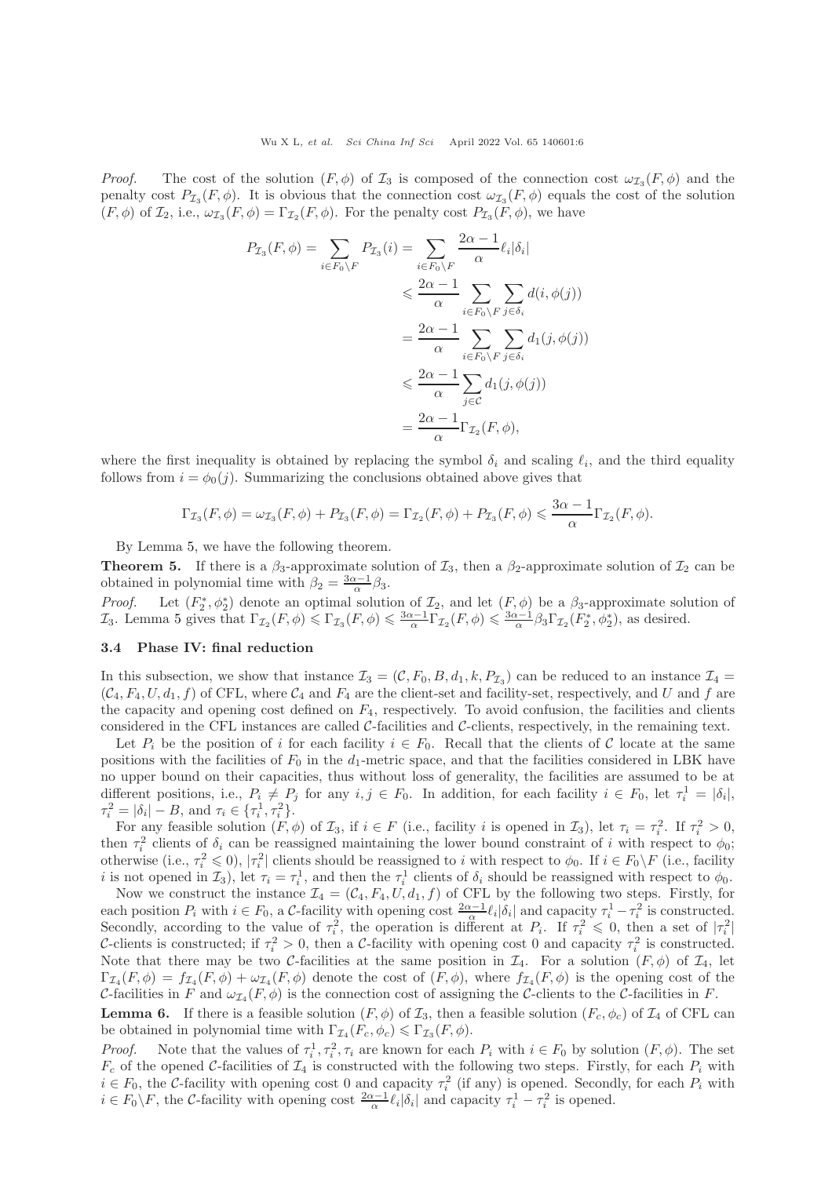*Proof.* The cost of the solution $(F, \phi)$ of $\mathcal{I}_3$ is composed of the connection cost $\omega_{\mathcal{I}_3}(F, \phi)$ and the penalty cost $P_{\mathcal{I}_3}(F, \phi)$. It is obvious that the connection cost $\omega_{\mathcal{I}_3}(F, \phi)$ equals the cost of the solution $(F, \phi)$ of $\mathcal{I}_2$, i.e., $\omega_{\mathcal{I}_3}(F, \phi) = \Gamma_{\mathcal{I}_2}(F, \phi)$. For the penalty cost $P_{\mathcal{I}_3}(F, \phi)$, we have

$$
\begin{aligned}
P_{\mathcal{I}_3}(F, \phi) = \sum_{i \in F_0 \setminus F} P_{\mathcal{I}_3}(i) &= \sum_{i \in F_0 \setminus F} \frac{2\alpha - 1}{\alpha} \ell_i |\delta_i| \\
&\leqslant \frac{2\alpha - 1}{\alpha} \sum_{i \in F_0 \setminus F} \sum_{j \in \delta_i} d(i, \phi(j)) \\
&= \frac{2\alpha - 1}{\alpha} \sum_{i \in F_0 \setminus F} \sum_{j \in \delta_i} d_1(j, \phi(j)) \\
&\leqslant \frac{2\alpha - 1}{\alpha} \sum_{j \in \mathcal{C}} d_1(j, \phi(j)) \\
&= \frac{2\alpha - 1}{\alpha} \Gamma_{\mathcal{I}_2}(F, \phi),
\end{aligned}
$$

where the first inequality is obtained by replacing the symbol $\delta_i$ and scaling $\ell_i$, and the third equality follows from $i = \phi_0(j)$. Summarizing the conclusions obtained above gives that

$$
\Gamma_{\mathcal{I}_3}(F, \phi) = \omega_{\mathcal{I}_3}(F, \phi) + P_{\mathcal{I}_3}(F, \phi) = \Gamma_{\mathcal{I}_2}(F, \phi) + P_{\mathcal{I}_3}(F, \phi) \leqslant \frac{3\alpha - 1}{\alpha} \Gamma_{\mathcal{I}_2}(F, \phi).
$$

By Lemma 5, we have the following theorem.

**Theorem 5.** If there is a $\beta_3$-approximate solution of $\mathcal{I}_3$, then a $\beta_2$-approximate solution of $\mathcal{I}_2$ can be obtained in polynomial time with $\beta_2 = \frac{3\alpha - 1}{\alpha} \beta_3$.

*Proof.* Let $(F_2^*, \phi_2^*)$ denote an optimal solution of $\mathcal{I}_2$, and let $(F, \phi)$ be a $\beta_3$-approximate solution of $\mathcal{I}_3$. Lemma 5 gives that $\Gamma_{\mathcal{I}_2}(F, \phi) \leqslant \Gamma_{\mathcal{I}_3}(F, \phi) \leqslant \frac{3\alpha-1}{\alpha} \Gamma_{\mathcal{I}_2}(F, \phi) \leqslant \frac{3\alpha-1}{\alpha} \beta_3 \Gamma_{\mathcal{I}_2}(F_2^*, \phi_2^*)$, as desired.

### 3.4 Phase IV: final reduction

In this subsection, we show that instance $\mathcal{I}_3 = (\mathcal{C}, F_0, B, d_1, k, P_{\mathcal{I}_3})$ can be reduced to an instance $\mathcal{I}_4 = (\mathcal{C}_4, F_4, U, d_1, f)$ of CFL, where $\mathcal{C}_4$ and $F_4$ are the client-set and facility-set, respectively, and $U$ and $f$ are the capacity and opening cost defined on $F_4$, respectively. To avoid confusion, the facilities and clients considered in the CFL instances are called $\mathcal{C}$-facilities and $\mathcal{C}$-clients, respectively, in the remaining text.

Let $P_i$ be the position of $i$ for each facility $i \in F_0$. Recall that the clients of $\mathcal{C}$ locate at the same positions with the facilities of $F_0$ in the $d_1$-metric space, and that the facilities considered in LBK have no upper bound on their capacities, thus without loss of generality, the facilities are assumed to be at different positions, i.e., $P_i \neq P_j$ for any $i, j \in F_0$. In addition, for each facility $i \in F_0$, let $\tau_i^1 = |\delta_i|$, $\tau_i^2 = |\delta_i| - B$, and $\tau_i \in \{\tau_i^1, \tau_i^2\}$.

For any feasible solution $(F, \phi)$ of $\mathcal{I}_3$, if $i \in F$ (i.e., facility $i$ is opened in $\mathcal{I}_3$), let $\tau_i = \tau_i^2$. If $\tau_i^2 > 0$, then $\tau_i^2$ clients of $\delta_i$ can be reassigned maintaining the lower bound constraint of $i$ with respect to $\phi_0$; otherwise (i.e., $\tau_i^2 \leqslant 0$), $|\tau_i^2|$ clients should be reassigned to $i$ with respect to $\phi_0$. If $i \in F_0 \setminus F$ (i.e., facility $i$ is not opened in $\mathcal{I}_3$), let $\tau_i = \tau_i^1$, and then the $\tau_i^1$ clients of $\delta_i$ should be reassigned with respect to $\phi_0$.

Now we construct the instance $\mathcal{I}_4 = (\mathcal{C}_4, F_4, U, d_1, f)$ of CFL by the following two steps. Firstly, for each position $P_i$ with $i \in F_0$, a $\mathcal{C}$-facility with opening cost $\frac{2\alpha-1}{\alpha} \ell_i |\delta_i|$ and capacity $\tau_i^1 - \tau_i^2$ is constructed. Secondly, according to the value of $\tau_i^2$, the operation is different at $P_i$. If $\tau_i^2 \leqslant 0$, then a set of $|\tau_i^2|$ $\mathcal{C}$-clients is constructed; if $\tau_i^2 > 0$, then a $\mathcal{C}$-facility with opening cost 0 and capacity $\tau_i^2$ is constructed. Note that there may be two $\mathcal{C}$-facilities at the same position in $\mathcal{I}_4$. For a solution $(F, \phi)$ of $\mathcal{I}_4$, let $\Gamma_{\mathcal{I}_4}(F, \phi) = f_{\mathcal{I}_4}(F, \phi) + \omega_{\mathcal{I}_4}(F, \phi)$ denote the cost of $(F, \phi)$, where $f_{\mathcal{I}_4}(F, \phi)$ is the opening cost of the $\mathcal{C}$-facilities in $F$ and $\omega_{\mathcal{I}_4}(F, \phi)$ is the connection cost of assigning the $\mathcal{C}$-clients to the $\mathcal{C}$-facilities in $F$.

**Lemma 6.** If there is a feasible solution $(F, \phi)$ of $\mathcal{I}_3$, then a feasible solution $(F_c, \phi_c)$ of $\mathcal{I}_4$ of CFL can be obtained in polynomial time with $\Gamma_{\mathcal{I}_4}(F_c, \phi_c) \leqslant \Gamma_{\mathcal{I}_3}(F, \phi)$.

*Proof.* Note that the values of $\tau_i^1, \tau_i^2, \tau_i$ are known for each $P_i$ with $i \in F_0$ by solution $(F, \phi)$. The set $F_c$ of the opened $\mathcal{C}$-facilities of $\mathcal{I}_4$ is constructed with the following two steps. Firstly, for each $P_i$ with $i \in F_0$, the $\mathcal{C}$-facility with opening cost 0 and capacity $\tau_i^2$ (if any) is opened. Secondly, for each $P_i$ with $i \in F_0 \setminus F$, the $\mathcal{C}$-facility with opening cost $\frac{2\alpha-1}{\alpha} \ell_i |\delta_i|$ and capacity $\tau_i^1 - \tau_i^2$ is opened.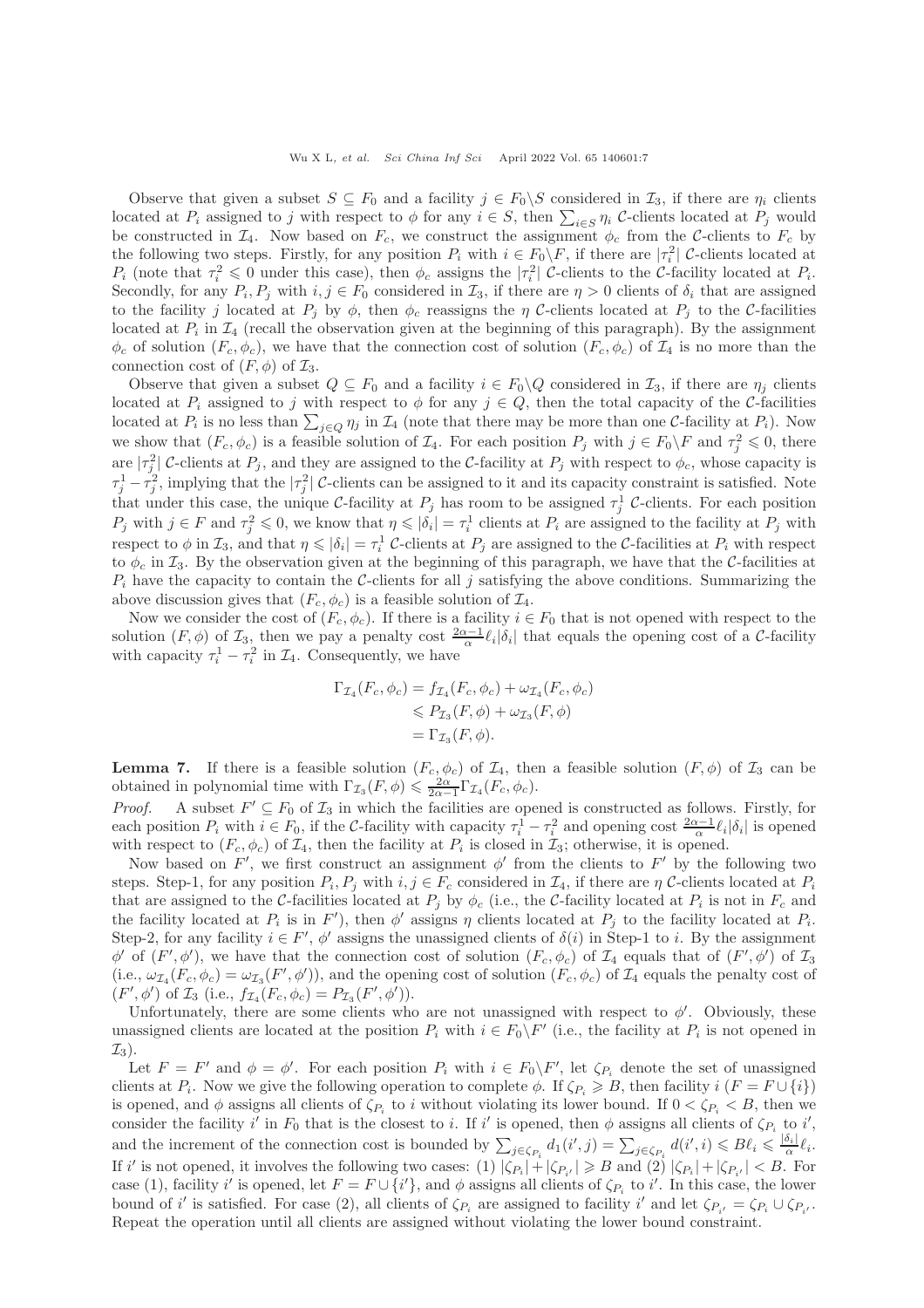Observe that given a subset $S \subseteq F_0$ and a facility $j \in F_0 \backslash S$ considered in $\mathcal{I}_3$, if there are $\eta_i$ clients located at $P_i$ assigned to $j$ with respect to $\phi$ for any $i \in S$, then $\sum_{i \in S} \eta_i$ $\mathcal{C}$-clients located at $P_j$ would be constructed in $\mathcal{I}_4$. Now based on $F_c$, we construct the assignment $\phi_c$ from the $\mathcal{C}$-clients to $F_c$ by the following two steps. Firstly, for any position $P_i$ with $i \in F_0 \backslash F$, if there are $|\tau_i^2|$ $\mathcal{C}$-clients located at $P_i$ (note that $\tau_i^2 \leqslant 0$ under this case), then $\phi_c$ assigns the $|\tau_i^2|$ $\mathcal{C}$-clients to the $\mathcal{C}$-facility located at $P_i$. Secondly, for any $P_i, P_j$ with $i, j \in F_0$ considered in $\mathcal{I}_3$, if there are $\eta > 0$ clients of $\delta_i$ that are assigned to the facility $j$ located at $P_j$ by $\phi$, then $\phi_c$ reassigns the $\eta$ $\mathcal{C}$-clients located at $P_j$ to the $\mathcal{C}$-facilities located at $P_i$ in $\mathcal{I}_4$ (recall the observation given at the beginning of this paragraph). By the assignment $\phi_c$ of solution $(F_c, \phi_c)$, we have that the connection cost of solution $(F_c, \phi_c)$ of $\mathcal{I}_4$ is no more than the connection cost of $(F, \phi)$ of $\mathcal{I}_3$.

Observe that given a subset $Q \subseteq F_0$ and a facility $i \in F_0 \backslash Q$ considered in $\mathcal{I}_3$, if there are $\eta_j$ clients located at $P_i$ assigned to $j$ with respect to $\phi$ for any $j \in Q$, then the total capacity of the $\mathcal{C}$-facilities located at $P_i$ is no less than $\sum_{j \in Q} \eta_j$ in $\mathcal{I}_4$ (note that there may be more than one $\mathcal{C}$-facility at $P_i$). Now we show that $(F_c, \phi_c)$ is a feasible solution of $\mathcal{I}_4$. For each position $P_j$ with $j \in F_0 \backslash F$ and $\tau_j^2 \leqslant 0$, there are $|\tau_j^2|$ $\mathcal{C}$-clients at $P_j$, and they are assigned to the $\mathcal{C}$-facility at $P_j$ with respect to $\phi_c$, whose capacity is $\tau_j^1 - \tau_j^2$, implying that the $|\tau_j^2|$ $\mathcal{C}$-clients can be assigned to it and its capacity constraint is satisfied. Note that under this case, the unique $\mathcal{C}$-facility at $P_j$ has room to be assigned $\tau_j^1$ $\mathcal{C}$-clients. For each position $P_j$ with $j \in F$ and $\tau_j^2 \leqslant 0$, we know that $\eta \leqslant |\delta_i| = \tau_i^1$ clients at $P_i$ are assigned to the facility at $P_j$ with respect to $\phi$ in $\mathcal{I}_3$, and that $\eta \leqslant |\delta_i| = \tau_i^1$ $\mathcal{C}$-clients at $P_j$ are assigned to the $\mathcal{C}$-facilities at $P_i$ with respect to $\phi_c$ in $\mathcal{I}_3$. By the observation given at the beginning of this paragraph, we have that the $\mathcal{C}$-facilities at $P_i$ have the capacity to contain the $\mathcal{C}$-clients for all $j$ satisfying the above conditions. Summarizing the above discussion gives that $(F_c, \phi_c)$ is a feasible solution of $\mathcal{I}_4$.

Now we consider the cost of $(F_c, \phi_c)$. If there is a facility $i \in F_0$ that is not opened with respect to the solution $(F, \phi)$ of $\mathcal{I}_3$, then we pay a penalty cost $\frac{2\alpha-1}{\alpha}\ell_i|\delta_i|$ that equals the opening cost of a $\mathcal{C}$-facility with capacity $\tau_i^1 - \tau_i^2$ in $\mathcal{I}_4$. Consequently, we have

$$
\begin{aligned}
\Gamma_{\mathcal{I}_4}(F_c, \phi_c) &= f_{\mathcal{I}_4}(F_c, \phi_c) + \omega_{\mathcal{I}_4}(F_c, \phi_c) \\
&\leqslant P_{\mathcal{I}_3}(F, \phi) + \omega_{\mathcal{I}_3}(F, \phi) \\
&= \Gamma_{\mathcal{I}_3}(F, \phi).
\end{aligned}
$$

**Lemma 7.** If there is a feasible solution $(F_c, \phi_c)$ of $\mathcal{I}_4$, then a feasible solution $(F, \phi)$ of $\mathcal{I}_3$ can be obtained in polynomial time with $\Gamma_{\mathcal{I}_3}(F, \phi) \leqslant \frac{2\alpha}{2\alpha-1}\Gamma_{\mathcal{I}_4}(F_c, \phi_c)$.

*Proof.* A subset $F' \subseteq F_0$ of $\mathcal{I}_3$ in which the facilities are opened is constructed as follows. Firstly, for each position $P_i$ with $i \in F_0$, if the $\mathcal{C}$-facility with capacity $\tau_i^1 - \tau_i^2$ and opening cost $\frac{2\alpha-1}{\alpha}\ell_i|\delta_i|$ is opened with respect to $(F_c, \phi_c)$ of $\mathcal{I}_4$, then the facility at $P_i$ is closed in $\mathcal{I}_3$; otherwise, it is opened.

Now based on $F'$, we first construct an assignment $\phi'$ from the clients to $F'$ by the following two steps. Step-1, for any position $P_i, P_j$ with $i, j \in F_c$ considered in $\mathcal{I}_4$, if there are $\eta$ $\mathcal{C}$-clients located at $P_i$ that are assigned to the $\mathcal{C}$-facilities located at $P_j$ by $\phi_c$ (i.e., the $\mathcal{C}$-facility located at $P_i$ is not in $F_c$ and the facility located at $P_i$ is in $F'$), then $\phi'$ assigns $\eta$ clients located at $P_j$ to the facility located at $P_i$. Step-2, for any facility $i \in F'$, $\phi'$ assigns the unassigned clients of $\delta(i)$ in Step-1 to $i$. By the assignment $\phi'$ of $(F', \phi')$, we have that the connection cost of solution $(F_c, \phi_c)$ of $\mathcal{I}_4$ equals that of $(F', \phi')$ of $\mathcal{I}_3$ (i.e., $\omega_{\mathcal{I}_4}(F_c, \phi_c) = \omega_{\mathcal{I}_3}(F', \phi')$), and the opening cost of solution $(F_c, \phi_c)$ of $\mathcal{I}_4$ equals the penalty cost of $(F', \phi')$ of $\mathcal{I}_3$ (i.e., $f_{\mathcal{I}_4}(F_c, \phi_c) = P_{\mathcal{I}_3}(F', \phi')$).

Unfortunately, there are some clients who are not unassigned with respect to $\phi'$. Obviously, these unassigned clients are located at the position $P_i$ with $i \in F_0 \backslash F'$ (i.e., the facility at $P_i$ is not opened in $\mathcal{I}_3$).

Let $F = F'$ and $\phi = \phi'$. For each position $P_i$ with $i \in F_0 \backslash F'$, let $\zeta_{P_i}$ denote the set of unassigned clients at $P_i$. Now we give the following operation to complete $\phi$. If $\zeta_{P_i} \geqslant B$, then facility $i$ ($F = F \cup \{i\}$) is opened, and $\phi$ assigns all clients of $\zeta_{P_i}$ to $i$ without violating its lower bound. If $0 < \zeta_{P_i} < B$, then we consider the facility $i'$ in $F_0$ that is the closest to $i$. If $i'$ is opened, then $\phi$ assigns all clients of $\zeta_{P_i}$ to $i'$, and the increment of the connection cost is bounded by $\sum_{j \in \zeta_{P_i}} d_1(i', j) = \sum_{j \in \zeta_{P_i}} d(i', i) \leqslant B\ell_i \leqslant \frac{|\delta_i|}{\alpha}\ell_i$. If $i'$ is not opened, it involves the following two cases: (1) $|\zeta_{P_i}| + |\zeta_{P_{i'}}| \geqslant B$ and (2) $|\zeta_{P_i}| + |\zeta_{P_{i'}}| < B$. For case (1), facility $i'$ is opened, let $F = F \cup \{i'\}$, and $\phi$ assigns all clients of $\zeta_{P_i}$ to $i'$. In this case, the lower bound of $i'$ is satisfied. For case (2), all clients of $\zeta_{P_i}$ are assigned to facility $i'$ and let $\zeta_{P_{i'}} = \zeta_{P_i} \cup \zeta_{P_{i'}}$. Repeat the operation until all clients are assigned without violating the lower bound constraint.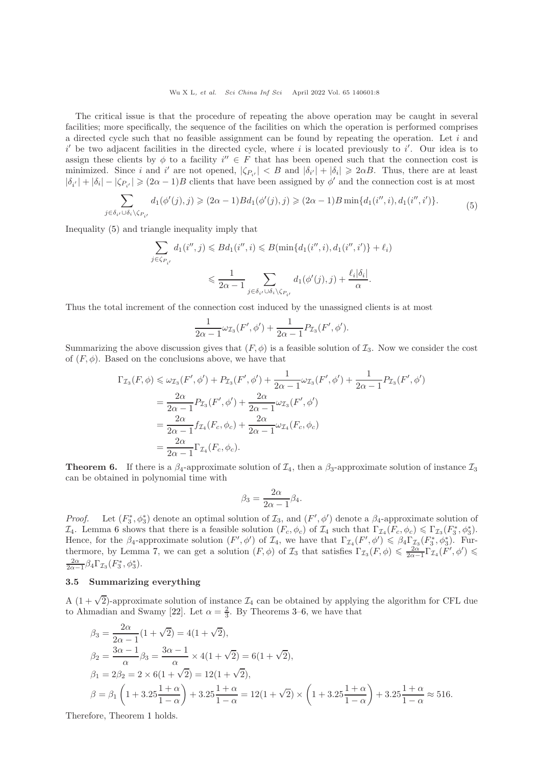The critical issue is that the procedure of repeating the above operation may be caught in several facilities; more specifically, the sequence of the facilities on which the operation is performed comprises a directed cycle such that no feasible assignment can be found by repeating the operation. Let $i$ and $i'$ be two adjacent facilities in the directed cycle, where $i$ is located previously to $i'$. Our idea is to assign these clients by $\phi$ to a facility $i'' \in F$ that has been opened such that the connection cost is minimized. Since $i$ and $i'$ are not opened, $|\zeta_{P_{i'}}| < B$ and $|\delta_{i'}| + |\delta_i| \geqslant 2\alpha B$. Thus, there are at least $|\delta_{i'}| + |\delta_i| - |\zeta_{P_{i'}}| \geqslant (2\alpha - 1)B$ clients that have been assigned by $\phi'$ and the connection cost is at most

$$\sum_{j \in \delta_{i'} \cup \delta_i \setminus \zeta_{P_{i'}}} d_1(\phi'(j), j) \geqslant (2\alpha - 1)B d_1(\phi'(j), j) \geqslant (2\alpha - 1)B \min\{d_1(i'', i), d_1(i'', i')\}. \tag{5}$$

Inequality (5) and triangle inequality imply that

$$\sum_{j \in \zeta_{P_{i'}}} d_1(i'', j) \leqslant B d_1(i'', i) \leqslant B(\min\{d_1(i'', i), d_1(i'', i')\} + \ell_i)$$

$$\leqslant \frac{1}{2\alpha - 1} \sum_{j \in \delta_{i'} \cup \delta_i \setminus \zeta_{P_{i'}}} d_1(\phi'(j), j) + \frac{\ell_i |\delta_i|}{\alpha}.$$

Thus the total increment of the connection cost induced by the unassigned clients is at most

$$\frac{1}{2\alpha - 1} \omega_{\mathcal{I}_3}(F', \phi') + \frac{1}{2\alpha - 1} P_{\mathcal{I}_3}(F', \phi').$$

Summarizing the above discussion gives that $(F, \phi)$ is a feasible solution of $\mathcal{I}_3$. Now we consider the cost of $(F, \phi)$. Based on the conclusions above, we have that

$$\begin{aligned}
\Gamma_{\mathcal{I}_3}(F, \phi) &\leqslant \omega_{\mathcal{I}_3}(F', \phi') + P_{\mathcal{I}_3}(F', \phi') + \frac{1}{2\alpha - 1} \omega_{\mathcal{I}_3}(F', \phi') + \frac{1}{2\alpha - 1} P_{\mathcal{I}_3}(F', \phi') \\
&= \frac{2\alpha}{2\alpha - 1} P_{\mathcal{I}_3}(F', \phi') + \frac{2\alpha}{2\alpha - 1} \omega_{\mathcal{I}_3}(F', \phi') \\
&= \frac{2\alpha}{2\alpha - 1} f_{\mathcal{I}_4}(F_c, \phi_c) + \frac{2\alpha}{2\alpha - 1} \omega_{\mathcal{I}_4}(F_c, \phi_c) \\
&= \frac{2\alpha}{2\alpha - 1} \Gamma_{\mathcal{I}_4}(F_c, \phi_c).
\end{aligned}$$

**Theorem 6.** If there is a $\beta_4$-approximate solution of $\mathcal{I}_4$, then a $\beta_3$-approximate solution of instance $\mathcal{I}_3$ can be obtained in polynomial time with

$$\beta_3 = \frac{2\alpha}{2\alpha - 1} \beta_4.$$

*Proof.* Let $(F_3^*, \phi_3^*)$ denote an optimal solution of $\mathcal{I}_3$, and $(F', \phi')$ denote a $\beta_4$-approximate solution of $\mathcal{I}_4$. Lemma 6 shows that there is a feasible solution $(F_c, \phi_c)$ of $\mathcal{I}_4$ such that $\Gamma_{\mathcal{I}_4}(F_c, \phi_c) \leqslant \Gamma_{\mathcal{I}_3}(F_3^*, \phi_3^*)$. Hence, for the $\beta_4$-approximate solution $(F', \phi')$ of $\mathcal{I}_4$, we have that $\Gamma_{\mathcal{I}_4}(F', \phi') \leqslant \beta_4 \Gamma_{\mathcal{I}_3}(F_3^*, \phi_3^*)$. Furthermore, by Lemma 7, we can get a solution $(F, \phi)$ of $\mathcal{I}_3$ that satisfies $\Gamma_{\mathcal{I}_3}(F, \phi) \leqslant \frac{2\alpha}{2\alpha - 1} \Gamma_{\mathcal{I}_4}(F', \phi') \leqslant \frac{2\alpha}{2\alpha - 1} \beta_4 \Gamma_{\mathcal{I}_3}(F_3^*, \phi_3^*)$.

### 3.5 Summarizing everything

A $(1 + \sqrt{2})$-approximate solution of instance $\mathcal{I}_4$ can be obtained by applying the algorithm for CFL due to Ahmadian and Swamy [22]. Let $\alpha = \frac{2}{3}$. By Theorems 3–6, we have that

$$\begin{aligned}
\beta_3 &= \frac{2\alpha}{2\alpha - 1}(1 + \sqrt{2}) = 4(1 + \sqrt{2}), \\
\beta_2 &= \frac{3\alpha - 1}{\alpha} \beta_3 = \frac{3\alpha - 1}{\alpha} \times 4(1 + \sqrt{2}) = 6(1 + \sqrt{2}), \\
\beta_1 &= 2\beta_2 = 2 \times 6(1 + \sqrt{2}) = 12(1 + \sqrt{2}), \\
\beta &= \beta_1 \left(1 + 3.25 \frac{1 + \alpha}{1 - \alpha}\right) + 3.25 \frac{1 + \alpha}{1 - \alpha} = 12(1 + \sqrt{2}) \times \left(1 + 3.25 \frac{1 + \alpha}{1 - \alpha}\right) + 3.25 \frac{1 + \alpha}{1 - \alpha} \approx 516.
\end{aligned}$$

Therefore, Theorem 1 holds.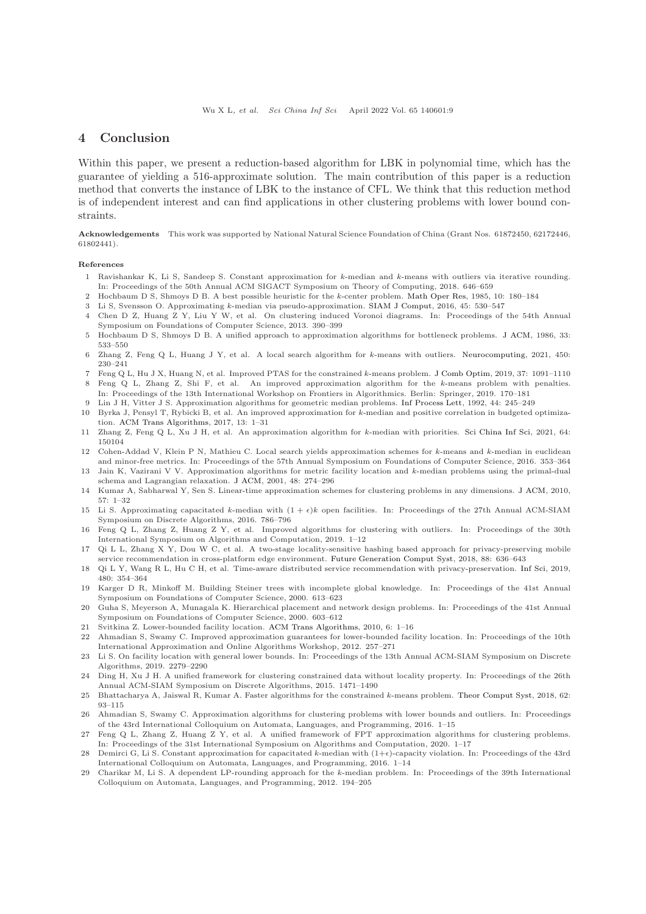## 4 Conclusion

Within this paper, we present a reduction-based algorithm for LBK in polynomial time, which has the guarantee of yielding a 516-approximate solution. The main contribution of this paper is a reduction method that converts the instance of LBK to the instance of CFL. We think that this reduction method is of independent interest and can find applications in other clustering problems with lower bound constraints.

**Acknowledgements** This work was supported by National Natural Science Foundation of China (Grant Nos. 61872450, 62172446, 61802441).

**References**

1. Ravishankar K, Li S, Sandeep S. Constant approximation for $k$-median and $k$-means with outliers via iterative rounding. In: Proceedings of the 50th Annual ACM SIGACT Symposium on Theory of Computing, 2018. 646–659
2. Hochbaum D S, Shmoys D B. A best possible heuristic for the $k$-center problem. Math Oper Res, 1985, 10: 180–184
3. Li S, Svensson O. Approximating $k$-median via pseudo-approximation. SIAM J Comput, 2016, 45: 530–547
4. Chen D Z, Huang Z Y, Liu Y W, et al. On clustering induced Voronoi diagrams. In: Proceedings of the 54th Annual Symposium on Foundations of Computer Science, 2013. 390–399
5. Hochbaum D S, Shmoys D B. A unified approach to approximation algorithms for bottleneck problems. J ACM, 1986, 33: 533–550
6. Zhang Z, Feng Q L, Huang J Y, et al. A local search algorithm for $k$-means with outliers. Neurocomputing, 2021, 450: 230–241
7. Feng Q L, Hu J X, Huang N, et al. Improved PTAS for the constrained $k$-means problem. J Comb Optim, 2019, 37: 1091–1110
8. Feng Q L, Zhang Z, Shi F, et al. An improved approximation algorithm for the $k$-means problem with penalties. In: Proceedings of the 13th International Workshop on Frontiers in Algorithmics. Berlin: Springer, 2019. 170–181
9. Lin J H, Vitter J S. Approximation algorithms for geometric median problems. Inf Process Lett, 1992, 44: 245–249
10. Byrka J, Pensyl T, Rybicki B, et al. An improved approximation for $k$-median and positive correlation in budgeted optimization. ACM Trans Algorithms, 2017, 13: 1–31
11. Zhang Z, Feng Q L, Xu J H, et al. An approximation algorithm for $k$-median with priorities. Sci China Inf Sci, 2021, 64: 150104
12. Cohen-Addad V, Klein P N, Mathieu C. Local search yields approximation schemes for $k$-means and $k$-median in euclidean and minor-free metrics. In: Proceedings of the 57th Annual Symposium on Foundations of Computer Science, 2016. 353–364
13. Jain K, Vazirani V V. Approximation algorithms for metric facility location and $k$-median problems using the primal-dual schema and Lagrangian relaxation. J ACM, 2001, 48: 274–296
14. Kumar A, Sabharwal Y, Sen S. Linear-time approximation schemes for clustering problems in any dimensions. J ACM, 2010, 57: 1–32
15. Li S. Approximating capacitated $k$-median with $(1+\epsilon)k$ open facilities. In: Proceedings of the 27th Annual ACM-SIAM Symposium on Discrete Algorithms, 2016. 786–796
16. Feng Q L, Zhang Z, Huang Z Y, et al. Improved algorithms for clustering with outliers. In: Proceedings of the 30th International Symposium on Algorithms and Computation, 2019. 1–12
17. Qi L L, Zhang X Y, Dou W C, et al. A two-stage locality-sensitive hashing based approach for privacy-preserving mobile service recommendation in cross-platform edge environment. Future Generation Comput Syst, 2018, 88: 636–643
18. Qi L Y, Wang R L, Hu C H, et al. Time-aware distributed service recommendation with privacy-preservation. Inf Sci, 2019, 480: 354–364
19. Karger D R, Minkoff M. Building Steiner trees with incomplete global knowledge. In: Proceedings of the 41st Annual Symposium on Foundations of Computer Science, 2000. 613–623
20. Guha S, Meyerson A, Munagala K. Hierarchical placement and network design problems. In: Proceedings of the 41st Annual Symposium on Foundations of Computer Science, 2000. 603–612
21. Svitkina Z. Lower-bounded facility location. ACM Trans Algorithms, 2010, 6: 1–16
22. Ahmadian S, Swamy C. Improved approximation guarantees for lower-bounded facility location. In: Proceedings of the 10th International Approximation and Online Algorithms Workshop, 2012. 257–271
23. Li S. On facility location with general lower bounds. In: Proceedings of the 13th Annual ACM-SIAM Symposium on Discrete Algorithms, 2019. 2279–2290
24. Ding H, Xu J H. A unified framework for clustering constrained data without locality property. In: Proceedings of the 26th Annual ACM-SIAM Symposium on Discrete Algorithms, 2015. 1471–1490
25. Bhattacharya A, Jaiswal R, Kumar A. Faster algorithms for the constrained $k$-means problem. Theor Comput Syst, 2018, 62: 93–115
26. Ahmadian S, Swamy C. Approximation algorithms for clustering problems with lower bounds and outliers. In: Proceedings of the 43rd International Colloquium on Automata, Languages, and Programming, 2016. 1–15
27. Feng Q L, Zhang Z, Huang Z Y, et al. A unified framework of FPT approximation algorithms for clustering problems. In: Proceedings of the 31st International Symposium on Algorithms and Computation, 2020. 1–17
28. Demirci G, Li S. Constant approximation for capacitated $k$-median with $(1+\epsilon)$-capacity violation. In: Proceedings of the 43rd International Colloquium on Automata, Languages, and Programming, 2016. 1–14
29. Charikar M, Li S. A dependent LP-rounding approach for the $k$-median problem. In: Proceedings of the 39th International Colloquium on Automata, Languages, and Programming, 2012. 194–205